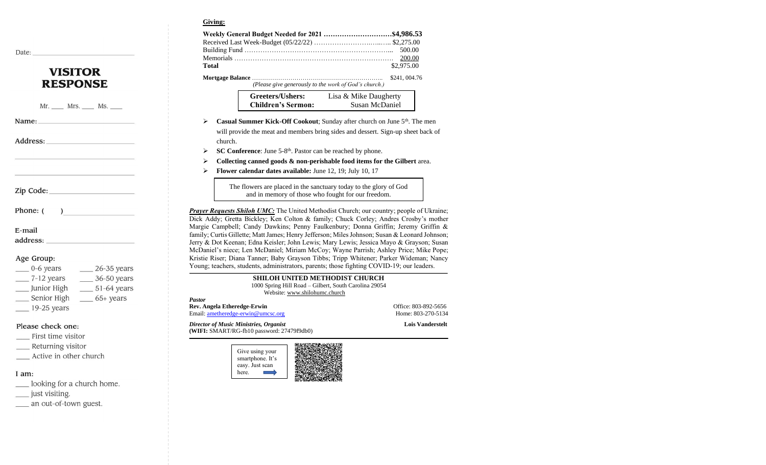Date: ____________________

# VISITOR RESPONSE

Mr. ___ Mrs. ___ Ms. ___

Name: ____________________

Address: ____________________

____________________

____________________

Zip Code: ____________________

Phone: (    ) ____________________

E-mail address: ____________________

Age Group:

- ___ 0-6 years
- ___ 7-12 years
- ___ Junior High
- ___ Senior High
- ___ 19-25 years
- ___ 26-35 years
- ___ 36-50 years
- ___ 51-64 years
- ___ 65+ years

Please check one:

- ___ First time visitor
- ___ Returning visitor
- ___ Active in other church

I am:

- ___ looking for a church home.
- ___ just visiting.
- ___ an out-of-town guest.

**Giving:**

| | |
|---|---|
| **Weekly General Budget Needed for 2021** | **$4,986.53** |
| Received Last Week-Budget (05/22/22) | $2,275.00 |
| Building Fund | 500.00 |
| Memorials | 200.00 |
| **Total** | $2,975.00 |

**Mortgage Balance** ................ $241, 004.76
*(Please give generously to the work of God's church.)*

| | |
|---|---|
| **Greeters/Ushers:** | Lisa & Mike Daugherty |
| **Children's Sermon:** | Susan McDaniel |

- **Casual Summer Kick-Off Cookout**; Sunday after church on June 5th. The men will provide the meat and members bring sides and dessert. Sign-up sheet back of church.
- **SC Conference**: June 5-8th. Pastor can be reached by phone.
- **Collecting canned goods & non-perishable food items for the Gilbert** area.
- **Flower calendar dates available:** June 12, 19; July 10, 17

The flowers are placed in the sanctuary today to the glory of God and in memory of those who fought for our freedom.

***Prayer Requests Shiloh UMC:*** The United Methodist Church; our country; people of Ukraine; Dick Addy; Gretta Bickley; Ken Colton & family; Chuck Corley; Andres Crosby's mother Margie Campbell; Candy Dawkins; Penny Faulkenbury; Donna Griffin; Jeremy Griffin & family; Curtis Gillette; Matt James; Henry Jefferson; Miles Johnson; Susan & Leonard Johnson; Jerry & Dot Keenan; Edna Keisler; John Lewis; Mary Lewis; Jessica Mayo & Grayson; Susan McDaniel's niece; Len McDaniel; Miriam McCoy; Wayne Parrish; Ashley Price; Mike Pope; Kristie Riser; Diana Tanner; Baby Grayson Tibbs; Tripp Whitener; Parker Wideman; Nancy Young; teachers, students, administrators, parents; those fighting COVID-19; our leaders.

**SHILOH UNITED METHODIST CHURCH**
1000 Spring Hill Road – Gilbert, South Carolina 29054
Website: www.shilohumc.church

***Pastor***
**Rev. Angela Etheredge-Erwin** — Office: 803-892-5656
Email: ametheredge-erwin@umcsc.org — Home: 803-270-5134

***Director of Music Ministries, Organist*** — **Lois Vanderstelt**
**(WIFI:** SMART/RG-fb10 password: 27479f9db0)

Give using your smartphone. It's easy. Just scan here.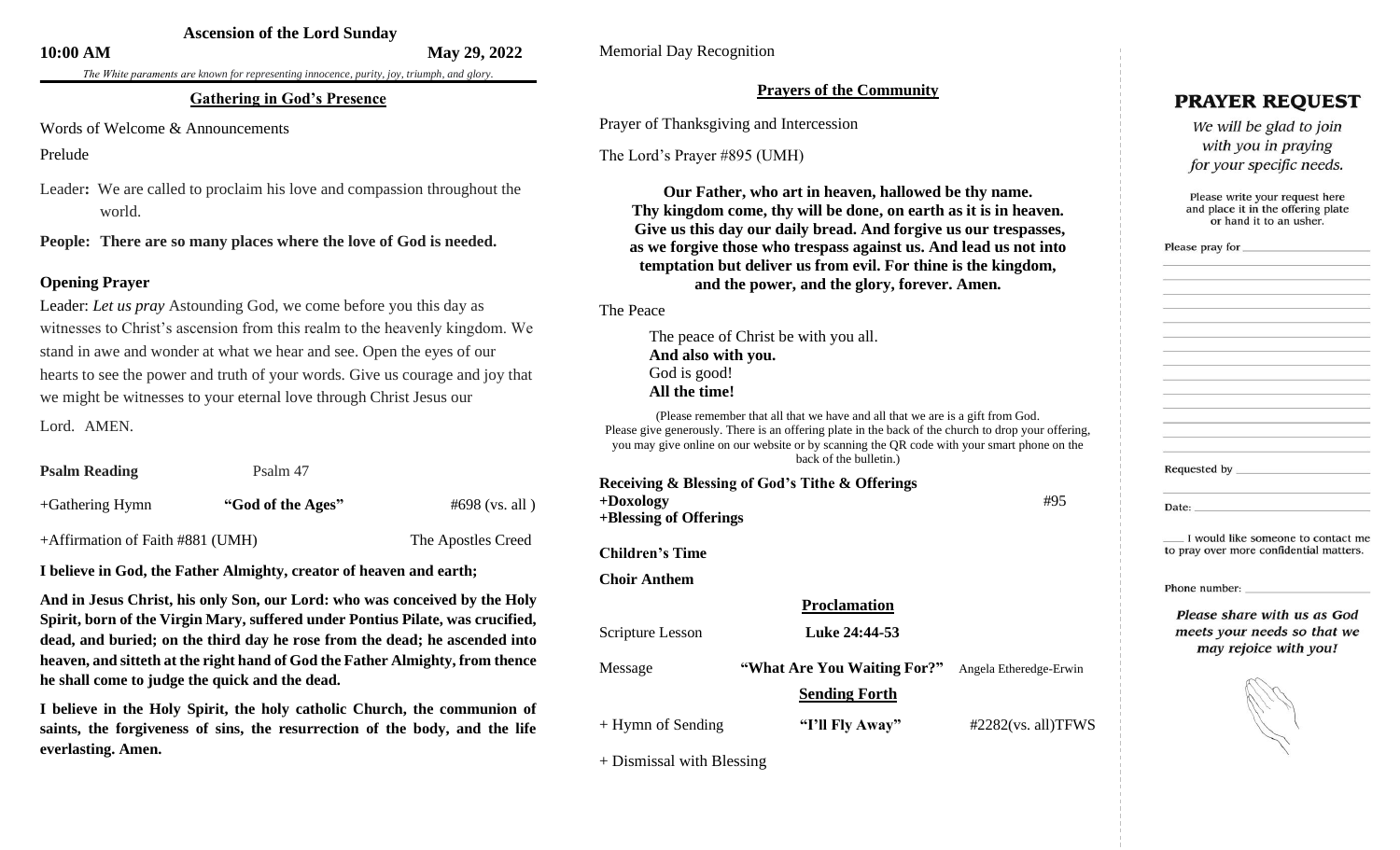**Ascension of the Lord Sunday**

**10:00 AM** **May 29, 2022**

*The White paraments are known for representing innocence, purity, joy, triumph, and glory.*

## Gathering in God's Presence

Words of Welcome & Announcements

Prelude

Leader: We are called to proclaim his love and compassion throughout the world.

**People: There are so many places where the love of God is needed.**

**Opening Prayer**

Leader: *Let us pray* Astounding God, we come before you this day as witnesses to Christ's ascension from this realm to the heavenly kingdom. We stand in awe and wonder at what we hear and see. Open the eyes of our hearts to see the power and truth of your words. Give us courage and joy that we might be witnesses to your eternal love through Christ Jesus our Lord. AMEN.

**Psalm Reading** Psalm 47

+Gathering Hymn **"God of the Ages"** #698 (vs. all )

+Affirmation of Faith #881 (UMH) The Apostles Creed

**I believe in God, the Father Almighty, creator of heaven and earth;**

**And in Jesus Christ, his only Son, our Lord: who was conceived by the Holy Spirit, born of the Virgin Mary, suffered under Pontius Pilate, was crucified, dead, and buried; on the third day he rose from the dead; he ascended into heaven, and sitteth at the right hand of God the Father Almighty, from thence he shall come to judge the quick and the dead.**

**I believe in the Holy Spirit, the holy catholic Church, the communion of saints, the forgiveness of sins, the resurrection of the body, and the life everlasting. Amen.**

Memorial Day Recognition

## Prayers of the Community

Prayer of Thanksgiving and Intercession

The Lord's Prayer #895 (UMH)

**Our Father, who art in heaven, hallowed be thy name. Thy kingdom come, thy will be done, on earth as it is in heaven. Give us this day our daily bread. And forgive us our trespasses, as we forgive those who trespass against us. And lead us not into temptation but deliver us from evil. For thine is the kingdom, and the power, and the glory, forever. Amen.**

The Peace

The peace of Christ be with you all.
**And also with you.**
God is good!
**All the time!**

(Please remember that all that we have and all that we are is a gift from God. Please give generously. There is an offering plate in the back of the church to drop your offering, you may give online on our website or by scanning the QR code with your smart phone on the back of the bulletin.)

**Receiving & Blessing of God's Tithe & Offerings**
**+Doxology** #95
**+Blessing of Offerings**

**Children's Time**

**Choir Anthem**

## Proclamation

Scripture Lesson **Luke 24:44-53**

Message **"What Are You Waiting For?"** Angela Etheredge-Erwin

## Sending Forth

+ Hymn of Sending **"I'll Fly Away"** #2282(vs. all)TFWS

+ Dismissal with Blessing

## PRAYER REQUEST

*We will be glad to join with you in praying for your specific needs.*

Please write your request here and place it in the offering plate or hand it to an usher.

Please pray for ____________________

____________________

Requested by ____________________

Date: ____________________

____ I would like someone to contact me to pray over more confidential matters.

Phone number: ____________________

***Please share with us as God meets your needs so that we may rejoice with you!***